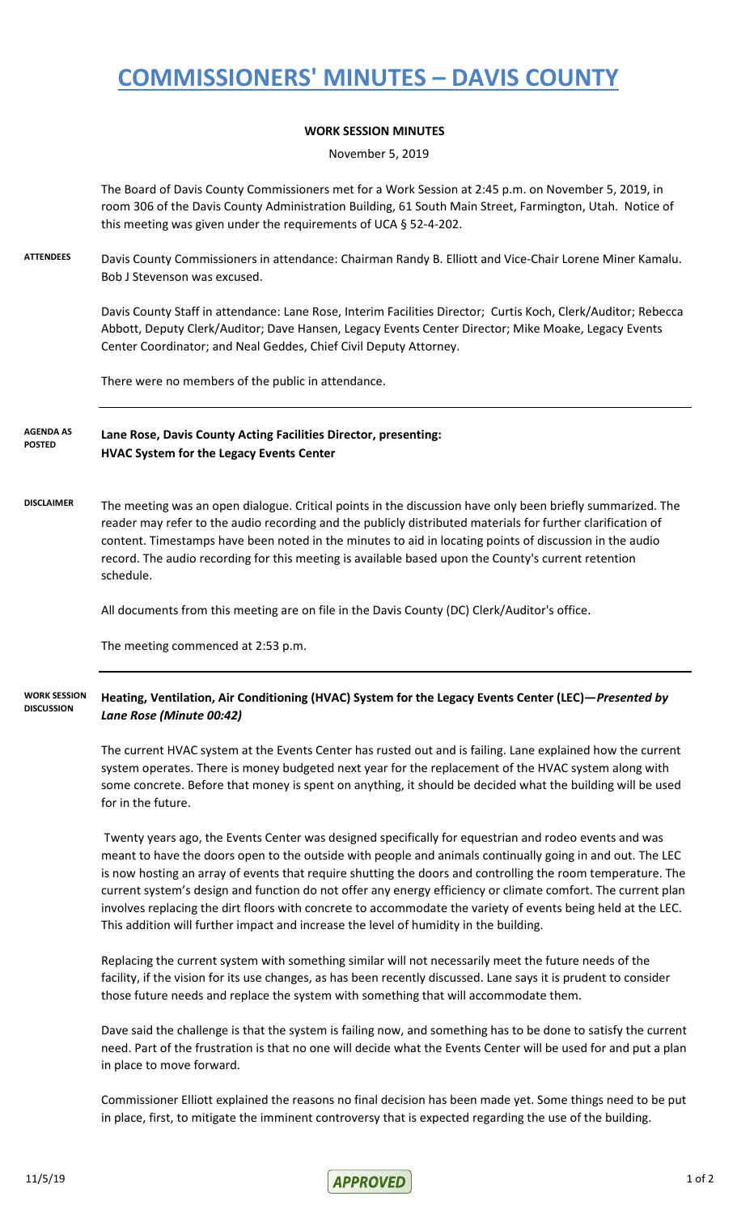# COMMISSIONERS' MINUTES – DAVIS COUNTY

**WORK SESSION MINUTES**

November 5, 2019

The Board of Davis County Commissioners met for a Work Session at 2:45 p.m. on November 5, 2019, in room 306 of the Davis County Administration Building, 61 South Main Street, Farmington, Utah. Notice of this meeting was given under the requirements of UCA § 52-4-202.

**ATTENDEES**

Davis County Commissioners in attendance: Chairman Randy B. Elliott and Vice-Chair Lorene Miner Kamalu. Bob J Stevenson was excused.

Davis County Staff in attendance: Lane Rose, Interim Facilities Director; Curtis Koch, Clerk/Auditor; Rebecca Abbott, Deputy Clerk/Auditor; Dave Hansen, Legacy Events Center Director; Mike Moake, Legacy Events Center Coordinator; and Neal Geddes, Chief Civil Deputy Attorney.

There were no members of the public in attendance.

**AGENDA AS POSTED**

**Lane Rose, Davis County Acting Facilities Director, presenting:**
**HVAC System for the Legacy Events Center**

**DISCLAIMER**

The meeting was an open dialogue. Critical points in the discussion have only been briefly summarized. The reader may refer to the audio recording and the publicly distributed materials for further clarification of content. Timestamps have been noted in the minutes to aid in locating points of discussion in the audio record. The audio recording for this meeting is available based upon the County's current retention schedule.

All documents from this meeting are on file in the Davis County (DC) Clerk/Auditor's office.

The meeting commenced at 2:53 p.m.

**WORK SESSION DISCUSSION**

**Heating, Ventilation, Air Conditioning (HVAC) System for the Legacy Events Center (LEC)—*Presented by Lane Rose (Minute 00:42)***

The current HVAC system at the Events Center has rusted out and is failing. Lane explained how the current system operates. There is money budgeted next year for the replacement of the HVAC system along with some concrete. Before that money is spent on anything, it should be decided what the building will be used for in the future.

Twenty years ago, the Events Center was designed specifically for equestrian and rodeo events and was meant to have the doors open to the outside with people and animals continually going in and out. The LEC is now hosting an array of events that require shutting the doors and controlling the room temperature. The current system's design and function do not offer any energy efficiency or climate comfort. The current plan involves replacing the dirt floors with concrete to accommodate the variety of events being held at the LEC. This addition will further impact and increase the level of humidity in the building.

Replacing the current system with something similar will not necessarily meet the future needs of the facility, if the vision for its use changes, as has been recently discussed. Lane says it is prudent to consider those future needs and replace the system with something that will accommodate them.

Dave said the challenge is that the system is failing now, and something has to be done to satisfy the current need. Part of the frustration is that no one will decide what the Events Center will be used for and put a plan in place to move forward.

Commissioner Elliott explained the reasons no final decision has been made yet. Some things need to be put in place, first, to mitigate the imminent controversy that is expected regarding the use of the building.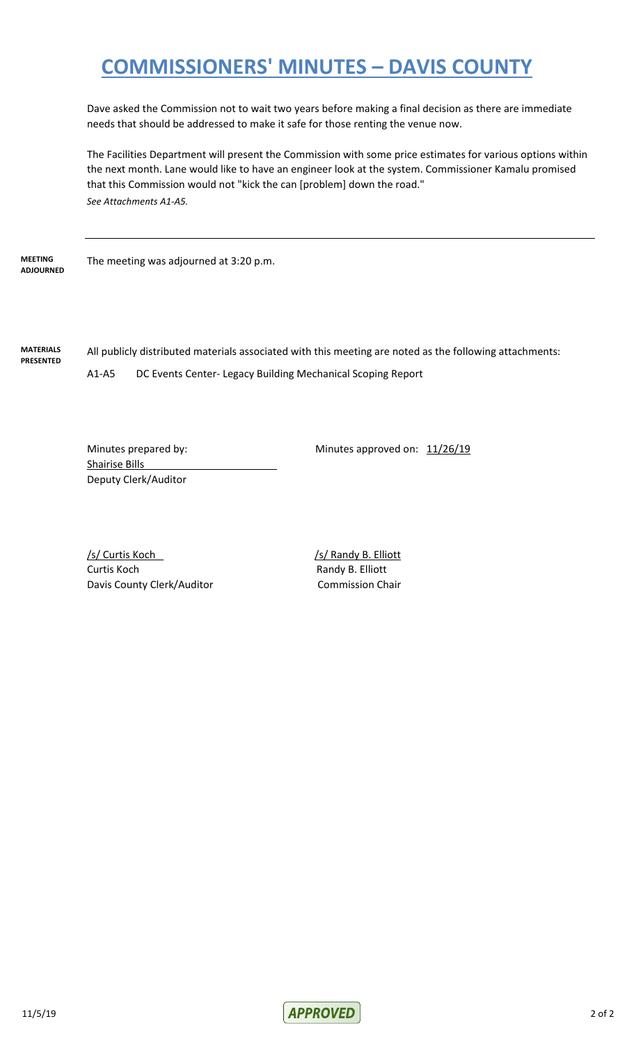# COMMISSIONERS' MINUTES – DAVIS COUNTY

Dave asked the Commission not to wait two years before making a final decision as there are immediate needs that should be addressed to make it safe for those renting the venue now.

The Facilities Department will present the Commission with some price estimates for various options within the next month. Lane would like to have an engineer look at the system. Commissioner Kamalu promised that this Commission would not "kick the can [problem] down the road."

*See Attachments A1-A5.*

---

**MEETING ADJOURNED**

The meeting was adjourned at 3:20 p.m.

**MATERIALS PRESENTED**

All publicly distributed materials associated with this meeting are noted as the following attachments:

A1-A5 DC Events Center- Legacy Building Mechanical Scoping Report

Minutes prepared by: Shairise Bills
Deputy Clerk/Auditor

Minutes approved on: 11/26/19

/s/ Curtis Koch
Curtis Koch
Davis County Clerk/Auditor

/s/ Randy B. Elliott
Randy B. Elliott
Commission Chair

11/5/19

APPROVED